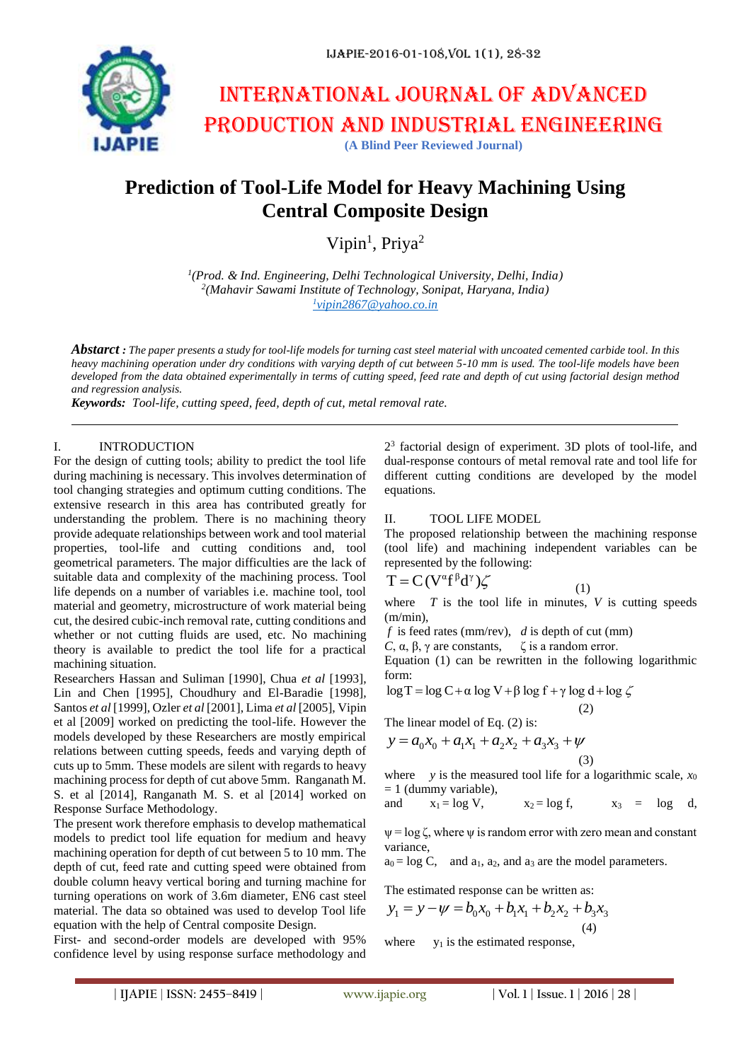# INTERNATIONAL JOURNAL OF ADVANCED PRODUCTION AND INDUSTRIAL ENGINEERING

**(A Blind Peer Reviewed Journal)**

# Prediction of Tool-Life Model for Heavy Machining Using Central Composite Design

Vipin[1], Priya[2]

*[1](Prod. & Ind. Engineering, Delhi Technological University, Delhi, India)*
*[2](Mahavir Sawami Institute of Technology, Sonipat, Haryana, India)*
*[1]vipin2867@yahoo.co.in*

***Abstract :*** *The paper presents a study for tool-life models for turning cast steel material with uncoated cemented carbide tool. In this heavy machining operation under dry conditions with varying depth of cut between 5-10 mm is used. The tool-life models have been developed from the data obtained experimentally in terms of cutting speed, feed rate and depth of cut using factorial design method and regression analysis.*

***Keywords:*** *Tool-life, cutting speed, feed, depth of cut, metal removal rate.*

---

## I. INTRODUCTION

For the design of cutting tools; ability to predict the tool life during machining is necessary. This involves determination of tool changing strategies and optimum cutting conditions. The extensive research in this area has contributed greatly for understanding the problem. There is no machining theory provide adequate relationships between work and tool material properties, tool-life and cutting conditions and, tool geometrical parameters. The major difficulties are the lack of suitable data and complexity of the machining process. Tool life depends on a number of variables i.e. machine tool, tool material and geometry, microstructure of work material being cut, the desired cubic-inch removal rate, cutting conditions and whether or not cutting fluids are used, etc. No machining theory is available to predict the tool life for a practical machining situation.

Researchers Hassan and Suliman [1990], Chua *et al* [1993], Lin and Chen [1995], Choudhury and El-Baradie [1998], Santos *et al* [1999], Ozler *et al* [2001], Lima *et al* [2005], Vipin et al [2009] worked on predicting the tool-life. However the models developed by these Researchers are mostly empirical relations between cutting speeds, feeds and varying depth of cuts up to 5mm. These models are silent with regards to heavy machining process for depth of cut above 5mm. Ranganath M. S. et al [2014], Ranganath M. S. et al [2014] worked on Response Surface Methodology.

The present work therefore emphasis to develop mathematical models to predict tool life equation for medium and heavy machining operation for depth of cut between 5 to 10 mm. The depth of cut, feed rate and cutting speed were obtained from double column heavy vertical boring and turning machine for turning operations on work of 3.6m diameter, EN6 cast steel material. The data so obtained was used to develop Tool life equation with the help of Central composite Design.

First- and second-order models are developed with 95% confidence level by using response surface methodology and $2^3$ factorial design of experiment. 3D plots of tool-life, and dual-response contours of metal removal rate and tool life for different cutting conditions are developed by the model equations.

## II. TOOL LIFE MODEL

The proposed relationship between the machining response (tool life) and machining independent variables can be represented by the following:

$$T = C\,(V^{\alpha} f^{\beta} d^{\gamma})\zeta \qquad (1)$$

where $T$ is the tool life in minutes, $V$ is cutting speeds (m/min),
$f$ is feed rates (mm/rev), $d$ is depth of cut (mm)
$C$, $\alpha$, $\beta$, $\gamma$ are constants, $\zeta$ is a random error.

Equation (1) can be rewritten in the following logarithmic form:

$$\log T = \log C + \alpha \log V + \beta \log f + \gamma \log d + \log \zeta \qquad (2)$$

The linear model of Eq. (2) is:

$$y = a_0 x_0 + a_1 x_1 + a_2 x_2 + a_3 x_3 + \psi \qquad (3)$$

where $y$ is the measured tool life for a logarithmic scale, $x_0 = 1$ (dummy variable),
and $x_1 = \log V$, $x_2 = \log f$, $x_3 = \log d$,

$\psi = \log \zeta$, where $\psi$ is random error with zero mean and constant variance,
$a_0 = \log C$, and $a_1$, $a_2$, and $a_3$ are the model parameters.

The estimated response can be written as:

$$y_1 = y - \psi = b_0 x_0 + b_1 x_1 + b_2 x_2 + b_3 x_3 \qquad (4)$$

where $y_1$ is the estimated response,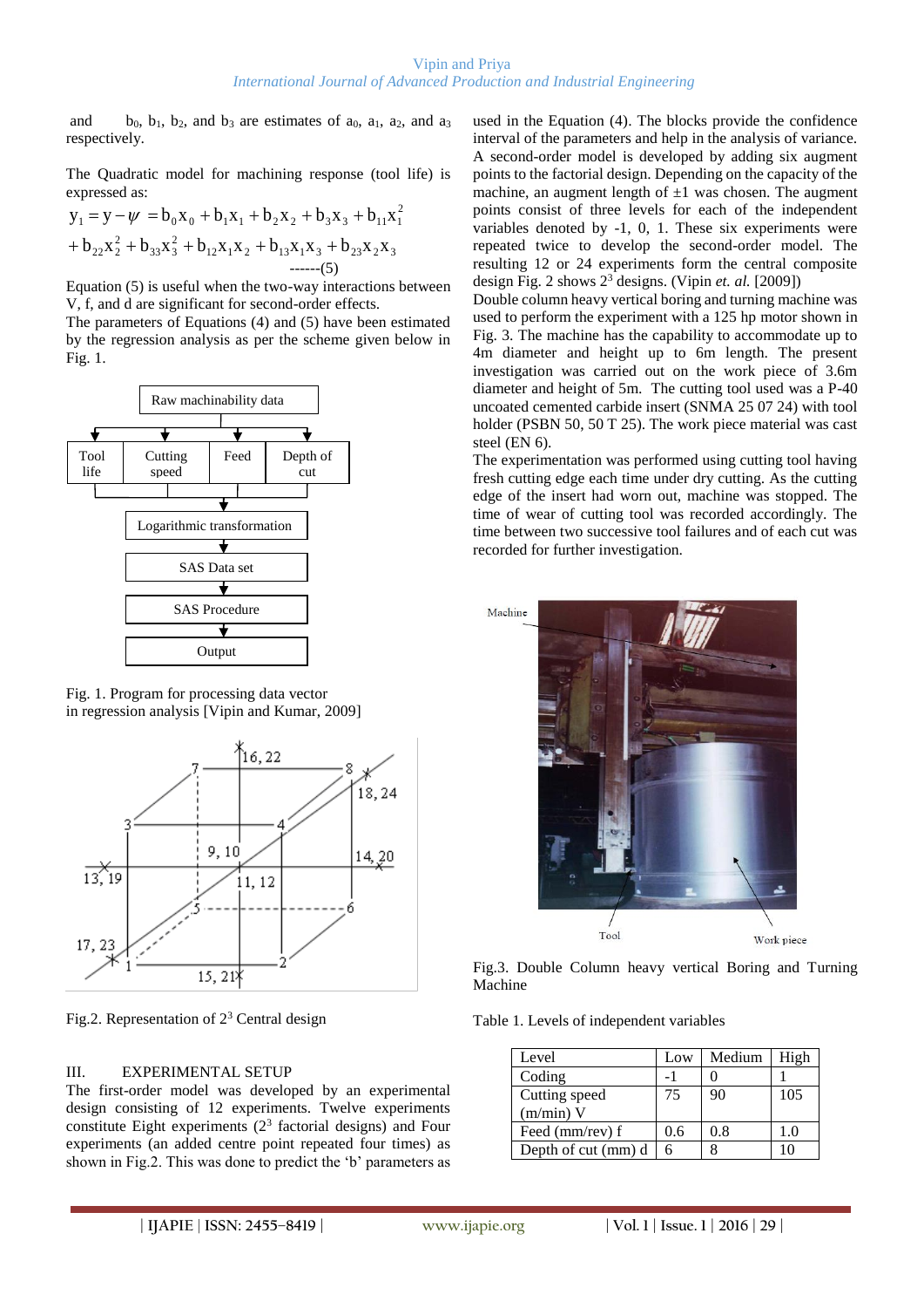and $b_0$, $b_1$, $b_2$, and $b_3$ are estimates of $a_0$, $a_1$, $a_2$, and $a_3$ respectively.

The Quadratic model for machining response (tool life) is expressed as:

$$y_1 = y - \psi = b_0x_0 + b_1x_1 + b_2x_2 + b_3x_3 + b_{11}x_1^2 + b_{22}x_2^2 + b_{33}x_3^2 + b_{12}x_1x_2 + b_{13}x_1x_3 + b_{23}x_2x_3 \quad \text{------(5)}$$

Equation (5) is useful when the two-way interactions between V, f, and d are significant for second-order effects.

The parameters of Equations (4) and (5) have been estimated by the regression analysis as per the scheme given below in Fig. 1.

Fig. 1. Program for processing data vector in regression analysis [Vipin and Kumar, 2009]

Fig.2. Representation of $2^3$ Central design

## III. EXPERIMENTAL SETUP

The first-order model was developed by an experimental design consisting of 12 experiments. Twelve experiments constitute Eight experiments ($2^3$ factorial designs) and Four experiments (an added centre point repeated four times) as shown in Fig.2. This was done to predict the 'b' parameters as used in the Equation (4). The blocks provide the confidence interval of the parameters and help in the analysis of variance. A second-order model is developed by adding six augment points to the factorial design. Depending on the capacity of the machine, an augment length of ±1 was chosen. The augment points consist of three levels for each of the independent variables denoted by -1, 0, 1. These six experiments were repeated twice to develop the second-order model. The resulting 12 or 24 experiments form the central composite design Fig. 2 shows $2^3$ designs. (Vipin *et. al.* [2009])

Double column heavy vertical boring and turning machine was used to perform the experiment with a 125 hp motor shown in Fig. 3. The machine has the capability to accommodate up to 4m diameter and height up to 6m length. The present investigation was carried out on the work piece of 3.6m diameter and height of 5m. The cutting tool used was a P-40 uncoated cemented carbide insert (SNMA 25 07 24) with tool holder (PSBN 50, 50 T 25). The work piece material was cast steel (EN 6).

The experimentation was performed using cutting tool having fresh cutting edge each time under dry cutting. As the cutting edge of the cutting tool had worn out, machine was stopped. The time of wear of cutting tool was recorded accordingly. The time between two successive tool failures and of each cut was recorded for further investigation.

Fig.3. Double Column heavy vertical Boring and Turning Machine

Table 1. Levels of independent variables

| Level | Low | Medium | High |
|---|---|---|---|
| Coding | -1 | 0 | 1 |
| Cutting speed (m/min) V | 75 | 90 | 105 |
| Feed (mm/rev) f | 0.6 | 0.8 | 1.0 |
| Depth of cut (mm) d | 6 | 8 | 10 |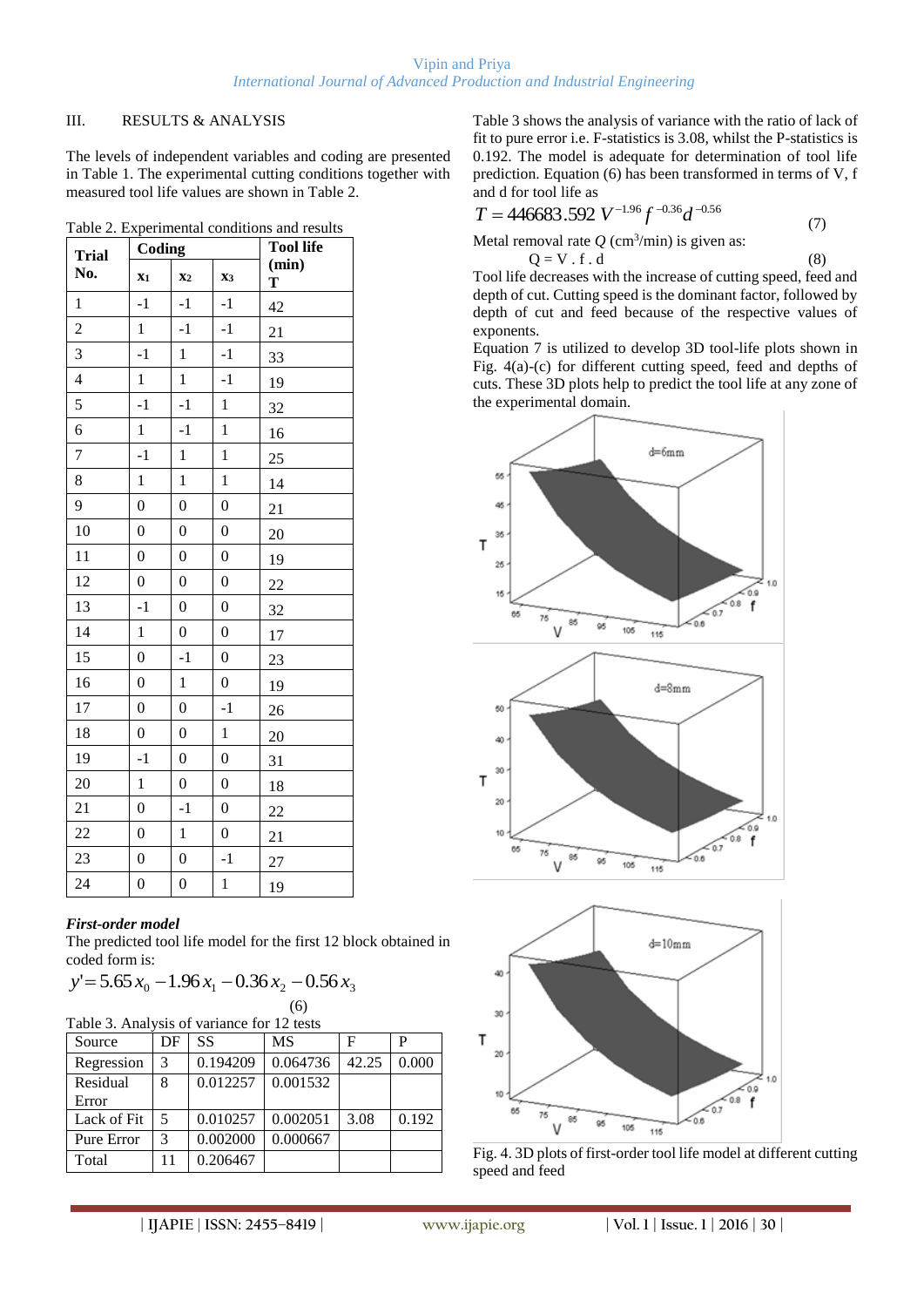## III. RESULTS & ANALYSIS

The levels of independent variables and coding are presented in Table 1. The experimental cutting conditions together with measured tool life values are shown in Table 2.

Table 2. Experimental conditions and results

| Trial No. | Coding | | | Tool life (min) T |
|---|---|---|---|---|
| | $x_1$ | $x_2$ | $x_3$ | |
| 1 | -1 | -1 | -1 | 42 |
| 2 | 1 | -1 | -1 | 21 |
| 3 | -1 | 1 | -1 | 33 |
| 4 | 1 | 1 | -1 | 19 |
| 5 | -1 | -1 | 1 | 32 |
| 6 | 1 | -1 | 1 | 16 |
| 7 | -1 | 1 | 1 | 25 |
| 8 | 1 | 1 | 1 | 14 |
| 9 | 0 | 0 | 0 | 21 |
| 10 | 0 | 0 | 0 | 20 |
| 11 | 0 | 0 | 0 | 19 |
| 12 | 0 | 0 | 0 | 22 |
| 13 | -1 | 0 | 0 | 32 |
| 14 | 1 | 0 | 0 | 17 |
| 15 | 0 | -1 | 0 | 23 |
| 16 | 0 | 1 | 0 | 19 |
| 17 | 0 | 0 | -1 | 26 |
| 18 | 0 | 0 | 1 | 20 |
| 19 | -1 | 0 | 0 | 31 |
| 20 | 1 | 0 | 0 | 18 |
| 21 | 0 | -1 | 0 | 22 |
| 22 | 0 | 1 | 0 | 21 |
| 23 | 0 | 0 | -1 | 27 |
| 24 | 0 | 0 | 1 | 19 |

### *First-order model*

The predicted tool life model for the first 12 block obtained in coded form is:

$$y' = 5.65\,x_0 - 1.96\,x_1 - 0.36\,x_2 - 0.56\,x_3 \qquad (6)$$

Table 3. Analysis of variance for 12 tests

| Source | DF | SS | MS | F | P |
|---|---|---|---|---|---|
| Regression | 3 | 0.194209 | 0.064736 | 42.25 | 0.000 |
| Residual Error | 8 | 0.012257 | 0.001532 | | |
| Lack of Fit | 5 | 0.010257 | 0.002051 | 3.08 | 0.192 |
| Pure Error | 3 | 0.002000 | 0.000667 | | |
| Total | 11 | 0.206467 | | | |

Table 3 shows the analysis of variance with the ratio of lack of fit to pure error i.e. F-statistics is 3.08, whilst the P-statistics is 0.192. The model is adequate for determination of tool life prediction. Equation (6) has been transformed in terms of V, f and d for tool life as

$$T = 446683.592\, V^{-1.96} f^{-0.36} d^{-0.56} \qquad (7)$$

Metal removal rate $Q$ ($cm^3$/min) is given as:

$$Q = V \cdot f \cdot d \qquad (8)$$

Tool life decreases with the increase of cutting speed, feed and depth of cut. Cutting speed is the dominant factor, followed by depth of cut and feed because of the respective values of exponents.

Equation 7 is utilized to develop 3D tool-life plots shown in Fig. 4(a)-(c) for different cutting speed, feed and depths of cuts. These 3D plots help to predict the tool life at any zone of the experimental domain.

Fig. 4. 3D plots of first-order tool life model at different cutting speed and feed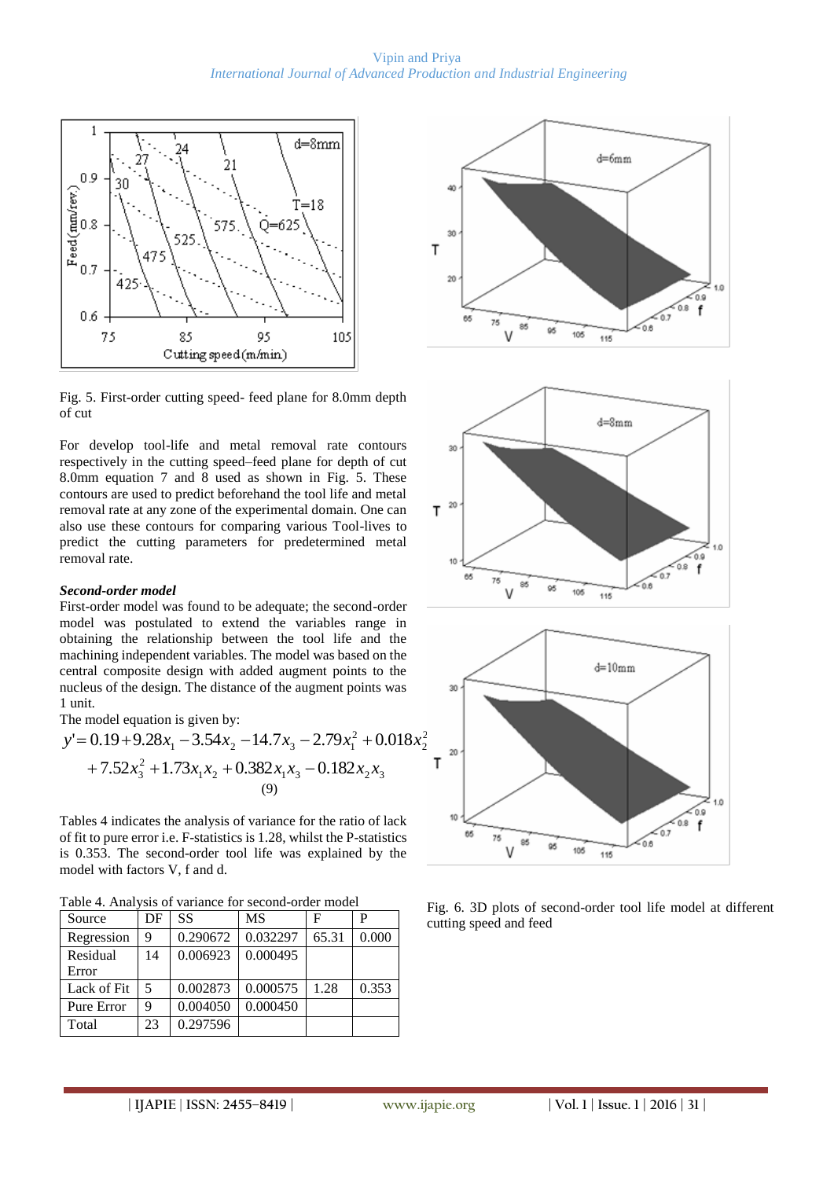Fig. 5. First-order cutting speed- feed plane for 8.0mm depth of cut

For develop tool-life and metal removal rate contours respectively in the cutting speed–feed plane for depth of cut 8.0mm equation 7 and 8 used as shown in Fig. 5. These contours are used to predict beforehand the tool life and metal removal rate at any zone of the experimental domain. One can also use these contours for comparing various Tool-lives to predict the cutting parameters for predetermined metal removal rate.

***Second-order model***

First-order model was found to be adequate; the second-order model was postulated to extend the variables range in obtaining the relationship between the tool life and the machining independent variables. The model was based on the central composite design with added augment points to the nucleus of the design. The distance of the augment points was 1 unit.

The model equation is given by:

$$y' = 0.19 + 9.28x_1 - 3.54x_2 - 14.7x_3 - 2.79x_1^2 + 0.018x_2^2 + 7.52x_3^2 + 1.73x_1x_2 + 0.382x_1x_3 - 0.182x_2x_3 \quad (9)$$

Tables 4 indicates the analysis of variance for the ratio of lack of fit to pure error i.e. F-statistics is 1.28, whilst the P-statistics is 0.353. The second-order tool life was explained by the model with factors V, f and d.

Table 4. Analysis of variance for second-order model

| Source | DF | SS | MS | F | P |
|---|---|---|---|---|---|
| Regression | 9 | 0.290672 | 0.032297 | 65.31 | 0.000 |
| Residual Error | 14 | 0.006923 | 0.000495 | | |
| Lack of Fit | 5 | 0.002873 | 0.000575 | 1.28 | 0.353 |
| Pure Error | 9 | 0.004050 | 0.000450 | | |
| Total | 23 | 0.297596 | | | |

Fig. 6. 3D plots of second-order tool life model at different cutting speed and feed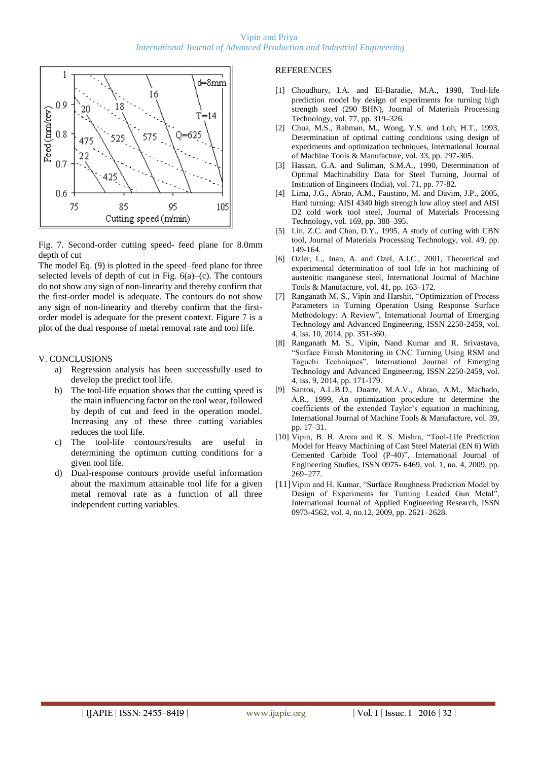1

0.9

0.8

0.7

0.6

Feed (mm/rev)

75

85

95

105

Cutting speed (m/min)

d=8mm

16

20

18

T=14

475

525

575

Q=625

22

425

Fig. 7. Second-order cutting speed- feed plane for 8.0mm depth of cut

The model Eq. (9) is plotted in the speed–feed plane for three selected levels of depth of cut in Fig. 6(a)–(c). The contours do not show any sign of non-linearity and thereby confirm that the first-order model is adequate. The contours do not show any sign of non-linearity and thereby confirm that the first-order model is adequate for the present context. Figure 7 is a plot of the dual response of metal removal rate and tool life.

## V. CONCLUSIONS

a) Regression analysis has been successfully used to develop the predict tool life.
b) The tool-life equation shows that the cutting speed is the main influencing factor on the tool wear, followed by depth of cut and feed in the operation model. Increasing any of these three cutting variables reduces the tool life.
c) The tool-life contours/results are useful in determining the optimum cutting conditions for a given tool life.
d) Dual-response contours provide useful information about the maximum attainable tool life for a given metal removal rate as a function of all three independent cutting variables.

## REFERENCES

[1] Choudhury, I.A. and El-Baradie, M.A., 1998, Tool-life prediction model by design of experiments for turning high strength steel (290 BHN), Journal of Materials Processing Technology, vol. 77, pp. 319–326.

[2] Chua, M.S., Rahman, M., Wong, Y.S. and Loh, H.T., 1993, Determination of optimal cutting conditions using design of experiments and optimization techniques, International Journal of Machine Tools & Manufacture, vol. 33, pp. 297-305.

[3] Hassan, G.A. and Suliman, S.M.A., 1990, Determination of Optimal Machinability Data for Steel Turning, Journal of Institution of Engineers (India), vol. 71, pp. 77-82.

[4] Lima, J.G., Abrao, A.M., Faustino, M. and Davim, J.P., 2005, Hard turning: AISI 4340 high strength low alloy steel and AISI D2 cold work tool steel, Journal of Materials Processing Technology, vol. 169, pp. 388–395.

[5] Lin, Z.C. and Chan, D.Y., 1995, A study of cutting with CBN tool, Journal of Materials Processing Technology, vol. 49, pp. 149-164.

[6] Ozler, L., Inan, A. and Ozel, A.I.C., 2001, Theoretical and experimental determination of tool life in hot machining of austenitic manganese steel, International Journal of Machine Tools & Manufacture, vol. 41, pp. 163–172.

[7] Ranganath M. S., Vipin and Harshit, "Optimization of Process Parameters in Turning Operation Using Response Surface Methodology: A Review", International Journal of Emerging Technology and Advanced Engineering, ISSN 2250-2459, vol. 4, iss. 10, 2014, pp. 351-360.

[8] Ranganath M. S., Vipin, Nand Kumar and R. Srivastava, "Surface Finish Monitoring in CNC Turning Using RSM and Taguchi Techniques", International Journal of Emerging Technology and Advanced Engineering, ISSN 2250-2459, vol. 4, iss. 9, 2014, pp. 171-179.

[9] Santos, A.L.B.D., Duarte, M.A.V., Abrao, A.M., Machado, A.R., 1999, An optimization procedure to determine the coefficients of the extended Taylor's equation in machining, International Journal of Machine Tools & Manufacture, vol. 39, pp. 17–31.

[10] Vipin, B. B. Arora and R. S. Mishra, "Tool-Life Prediction Model for Heavy Machining of Cast Steel Material (EN 6) With Cemented Carbide Tool (P-40)", International Journal of Engineering Studies, ISSN 0975- 6469, vol. 1, no. 4, 2009, pp. 269–277.

[11] Vipin and H. Kumar, "Surface Roughness Prediction Model by Design of Experiments for Turning Leaded Gun Metal", International Journal of Applied Engineering Research, ISSN 0973-4562, vol. 4, no.12, 2009, pp. 2621–2628.